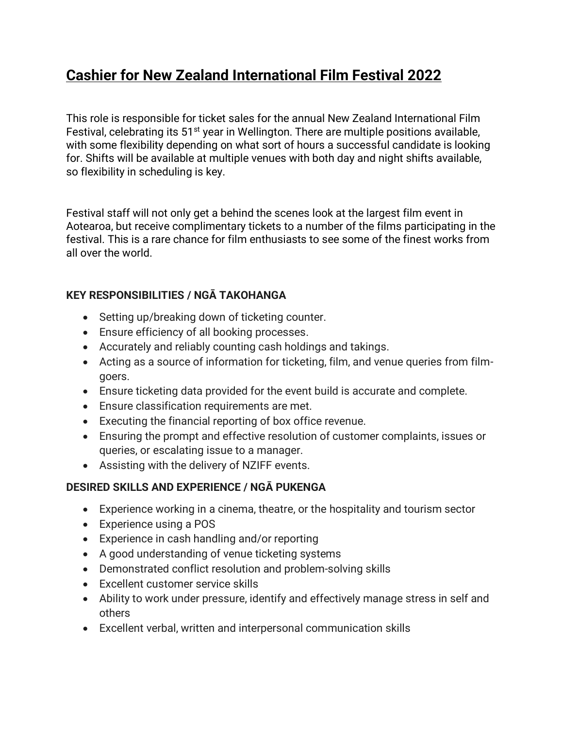# Cashier for New Zealand International Film Festival 2022

This role is responsible for ticket sales for the annual New Zealand International Film Festival, celebrating its 51st year in Wellington. There are multiple positions available, with some flexibility depending on what sort of hours a successful candidate is looking for. Shifts will be available at multiple venues with both day and night shifts available, so flexibility in scheduling is key.

Festival staff will not only get a behind the scenes look at the largest film event in Aotearoa, but receive complimentary tickets to a number of the films participating in the festival. This is a rare chance for film enthusiasts to see some of the finest works from all over the world.

**KEY RESPONSIBILITIES / NGĀ TAKOHANGA**

- Setting up/breaking down of ticketing counter.
- Ensure efficiency of all booking processes.
- Accurately and reliably counting cash holdings and takings.
- Acting as a source of information for ticketing, film, and venue queries from film-goers.
- Ensure ticketing data provided for the event build is accurate and complete.
- Ensure classification requirements are met.
- Executing the financial reporting of box office revenue.
- Ensuring the prompt and effective resolution of customer complaints, issues or queries, or escalating issue to a manager.
- Assisting with the delivery of NZIFF events.

**DESIRED SKILLS AND EXPERIENCE / NGĀ PUKENGA**

- Experience working in a cinema, theatre, or the hospitality and tourism sector
- Experience using a POS
- Experience in cash handling and/or reporting
- A good understanding of venue ticketing systems
- Demonstrated conflict resolution and problem-solving skills
- Excellent customer service skills
- Ability to work under pressure, identify and effectively manage stress in self and others
- Excellent verbal, written and interpersonal communication skills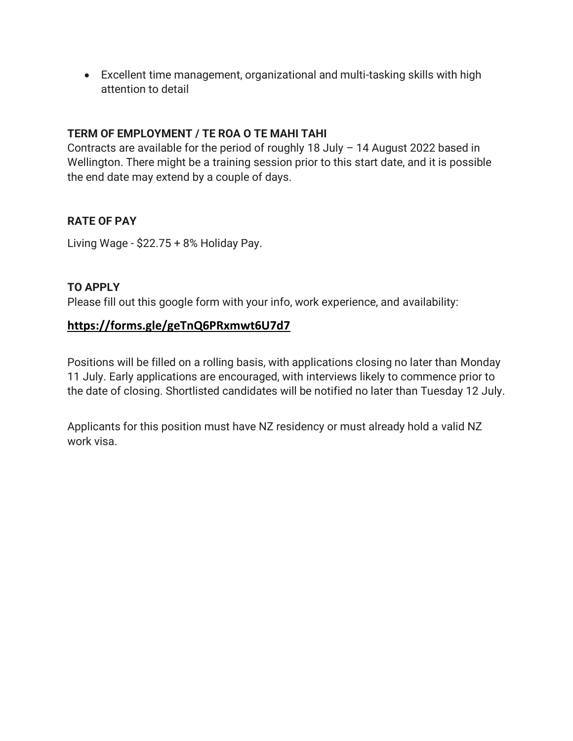- Excellent time management, organizational and multi-tasking skills with high attention to detail

**TERM OF EMPLOYMENT / TE ROA O TE MAHI TAHI**

Contracts are available for the period of roughly 18 July – 14 August 2022 based in Wellington. There might be a training session prior to this start date, and it is possible the end date may extend by a couple of days.

**RATE OF PAY**

Living Wage - $22.75 + 8% Holiday Pay.

**TO APPLY**

Please fill out this google form with your info, work experience, and availability:

**https://forms.gle/geTnQ6PRxmwt6U7d7**

Positions will be filled on a rolling basis, with applications closing no later than Monday 11 July. Early applications are encouraged, with interviews likely to commence prior to the date of closing. Shortlisted candidates will be notified no later than Tuesday 12 July.

Applicants for this position must have NZ residency or must already hold a valid NZ work visa.